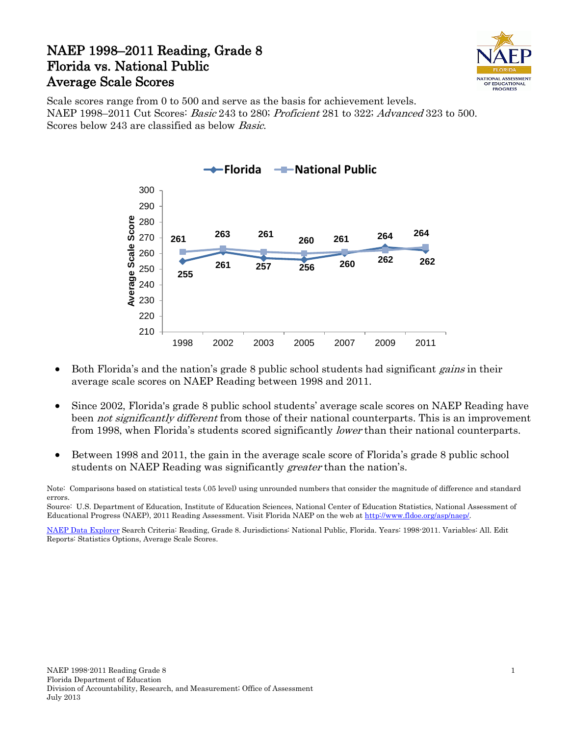# NAEP 1998–2011 Reading, Grade 8
# Florida vs. National Public
# Average Scale Scores

NAEP FLORIDA NATIONAL ASSESSMENT OF EDUCATIONAL PROGRESS

Scale scores range from 0 to 500 and serve as the basis for achievement levels.
NAEP 1998–2011 Cut Scores: *Basic* 243 to 280; *Proficient* 281 to 322; *Advanced* 323 to 500.
Scores below 243 are classified as below *Basic*.

Florida
National Public

Average Scale Score

300
290
280
270
260
250
240
230
220
210

1998
2002
2003
2005
2007
2009
2011

261
263
261
260
261
264
264

255
261
257
256
260
262
262

- Both Florida's and the nation's grade 8 public school students had significant *gains* in their average scale scores on NAEP Reading between 1998 and 2011.
- Since 2002, Florida's grade 8 public school students' average scale scores on NAEP Reading have been *not significantly different* from those of their national counterparts. This is an improvement from 1998, when Florida's students scored significantly *lower* than their national counterparts.
- Between 1998 and 2011, the gain in the average scale score of Florida's grade 8 public school students on NAEP Reading was significantly *greater* than the nation's.

Note: Comparisons based on statistical tests (.05 level) using unrounded numbers that consider the magnitude of difference and standard errors.
Source: U.S. Department of Education, Institute of Education Sciences, National Center of Education Statistics, National Assessment of Educational Progress (NAEP), 2011 Reading Assessment. Visit Florida NAEP on the web at http://www.fldoe.org/asp/naep/.

NAEP Data Explorer Search Criteria: Reading, Grade 8. Jurisdictions: National Public, Florida. Years: 1998-2011. Variables: All. Edit Reports: Statistics Options, Average Scale Scores.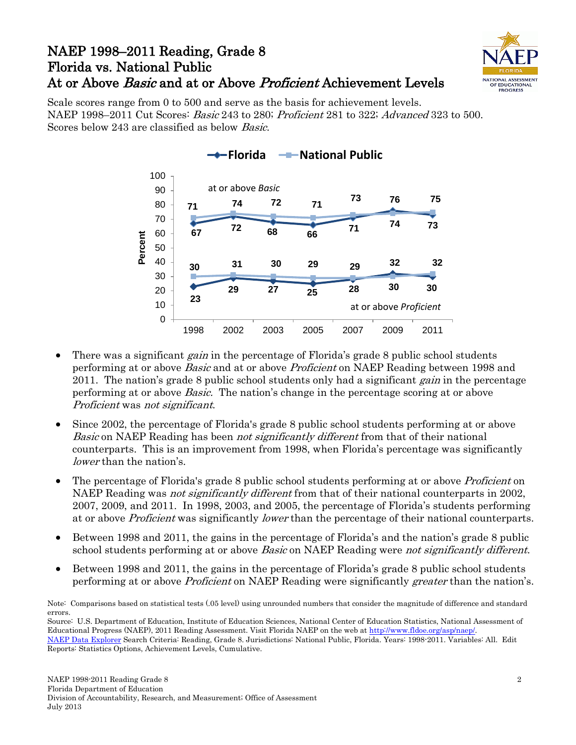# NAEP 1998–2011 Reading, Grade 8
# Florida vs. National Public
# At or Above *Basic* and at or Above *Proficient* Achievement Levels

Scale scores range from 0 to 500 and serve as the basis for achievement levels.
NAEP 1998–2011 Cut Scores: *Basic* 243 to 280; *Proficient* 281 to 322; *Advanced* 323 to 500.
Scores below 243 are classified as below *Basic*.

Florida
National Public

at or above *Basic*

71 74 72 71 73 76 75

67 72 68 66 71 74 73

30 31 30 29 29 32 32

23 29 27 25 28 30 30

at or above *Proficient*

Percent

1998 2002 2003 2005 2007 2009 2011

- There was a significant *gain* in the percentage of Florida's grade 8 public school students performing at or above *Basic* and at or above *Proficient* on NAEP Reading between 1998 and 2011. The nation's grade 8 public school students only had a significant *gain* in the percentage performing at or above *Basic.* The nation's change in the percentage scoring at or above *Proficient* was *not significant*.

- Since 2002, the percentage of Florida's grade 8 public school students performing at or above *Basic* on NAEP Reading has been *not significantly different* from that of their national counterparts. This is an improvement from 1998, when Florida's percentage was significantly *lower* than the nation's.

- The percentage of Florida's grade 8 public school students performing at or above *Proficient* on NAEP Reading was *not significantly different* from that of their national counterparts in 2002, 2007, 2009, and 2011. In 1998, 2003, and 2005, the percentage of Florida's students performing at or above *Proficient* was significantly *lower* than the percentage of their national counterparts.

- Between 1998 and 2011, the gains in the percentage of Florida's and the nation's grade 8 public school students performing at or above *Basic* on NAEP Reading were *not significantly different*.

- Between 1998 and 2011, the gains in the percentage of Florida's grade 8 public school students performing at or above *Proficient* on NAEP Reading were significantly *greater* than the nation's.

Note: Comparisons based on statistical tests (.05 level) using unrounded numbers that consider the magnitude of difference and standard errors.
Source: U.S. Department of Education, Institute of Education Sciences, National Center of Education Statistics, National Assessment of Educational Progress (NAEP), 2011 Reading Assessment. Visit Florida NAEP on the web at http://www.fldoe.org/asp/naep/.
NAEP Data Explorer Search Criteria: Reading, Grade 8. Jurisdictions: National Public, Florida. Years: 1998-2011. Variables: All. Edit Reports: Statistics Options, Achievement Levels, Cumulative.

NAEP 1998-2011 Reading Grade 8
Florida Department of Education
Division of Accountability, Research, and Measurement; Office of Assessment
July 2013